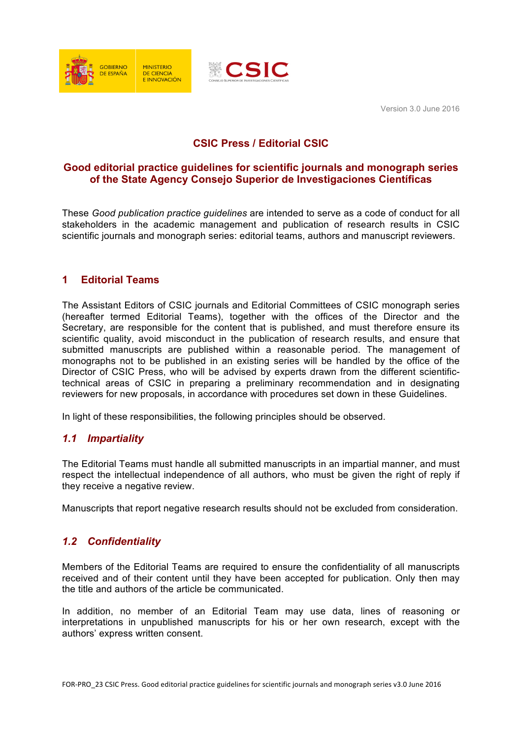Version 3.0 June 2016

# CSIC Press / Editorial CSIC

## Good editorial practice guidelines for scientific journals and monograph series of the State Agency Consejo Superior de Investigaciones Científicas

These *Good publication practice guidelines* are intended to serve as a code of conduct for all stakeholders in the academic management and publication of research results in CSIC scientific journals and monograph series: editorial teams, authors and manuscript reviewers.

## 1 Editorial Teams

The Assistant Editors of CSIC journals and Editorial Committees of CSIC monograph series (hereafter termed Editorial Teams), together with the offices of the Director and the Secretary, are responsible for the content that is published, and must therefore ensure its scientific quality, avoid misconduct in the publication of research results, and ensure that submitted manuscripts are published within a reasonable period. The management of monographs not to be published in an existing series will be handled by the office of the Director of CSIC Press, who will be advised by experts drawn from the different scientific-technical areas of CSIC in preparing a preliminary recommendation and in designating reviewers for new proposals, in accordance with procedures set down in these Guidelines.

In light of these responsibilities, the following principles should be observed.

### *1.1 Impartiality*

The Editorial Teams must handle all submitted manuscripts in an impartial manner, and must respect the intellectual independence of all authors, who must be given the right of reply if they receive a negative review.

Manuscripts that report negative research results should not be excluded from consideration.

### *1.2 Confidentiality*

Members of the Editorial Teams are required to ensure the confidentiality of all manuscripts received and of their content until they have been accepted for publication. Only then may the title and authors of the article be communicated.

In addition, no member of an Editorial Team may use data, lines of reasoning or interpretations in unpublished manuscripts for his or her own research, except with the authors' express written consent.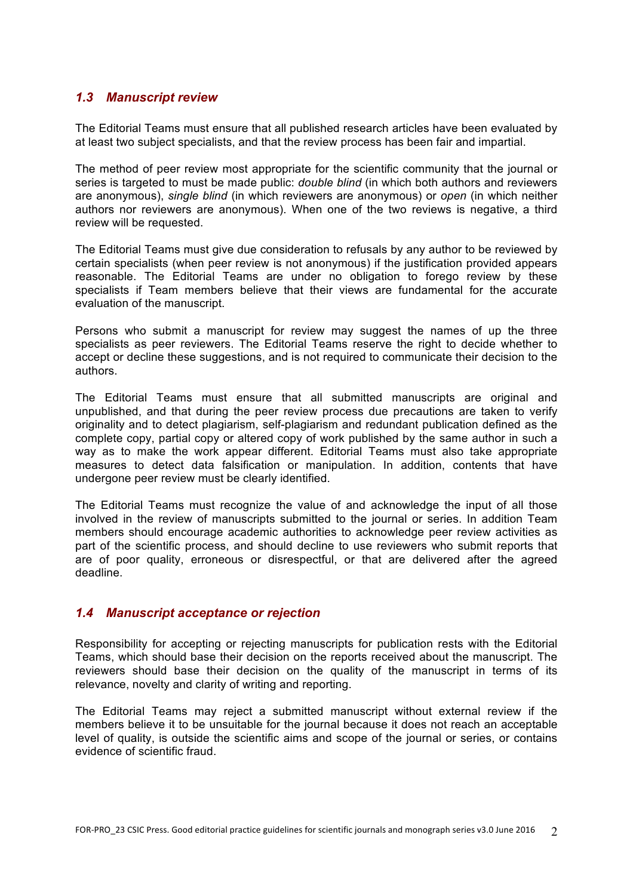### *1.3 Manuscript review*

The Editorial Teams must ensure that all published research articles have been evaluated by at least two subject specialists, and that the review process has been fair and impartial.

The method of peer review most appropriate for the scientific community that the journal or series is targeted to must be made public: *double blind* (in which both authors and reviewers are anonymous), *single blind* (in which reviewers are anonymous) or *open* (in which neither authors nor reviewers are anonymous). When one of the two reviews is negative, a third review will be requested.

The Editorial Teams must give due consideration to refusals by any author to be reviewed by certain specialists (when peer review is not anonymous) if the justification provided appears reasonable. The Editorial Teams are under no obligation to forego review by these specialists if Team members believe that their views are fundamental for the accurate evaluation of the manuscript.

Persons who submit a manuscript for review may suggest the names of up the three specialists as peer reviewers. The Editorial Teams reserve the right to decide whether to accept or decline these suggestions, and is not required to communicate their decision to the authors.

The Editorial Teams must ensure that all submitted manuscripts are original and unpublished, and that during the peer review process due precautions are taken to verify originality and to detect plagiarism, self-plagiarism and redundant publication defined as the complete copy, partial copy or altered copy of work published by the same author in such a way as to make the work appear different. Editorial Teams must also take appropriate measures to detect data falsification or manipulation. In addition, contents that have undergone peer review must be clearly identified.

The Editorial Teams must recognize the value of and acknowledge the input of all those involved in the review of manuscripts submitted to the journal or series. In addition Team members should encourage academic authorities to acknowledge peer review activities as part of the scientific process, and should decline to use reviewers who submit reports that are of poor quality, erroneous or disrespectful, or that are delivered after the agreed deadline.

### *1.4 Manuscript acceptance or rejection*

Responsibility for accepting or rejecting manuscripts for publication rests with the Editorial Teams, which should base their decision on the reports received about the manuscript. The reviewers should base their decision on the quality of the manuscript in terms of its relevance, novelty and clarity of writing and reporting.

The Editorial Teams may reject a submitted manuscript without external review if the members believe it to be unsuitable for the journal because it does not reach an acceptable level of quality, is outside the scientific aims and scope of the journal or series, or contains evidence of scientific fraud.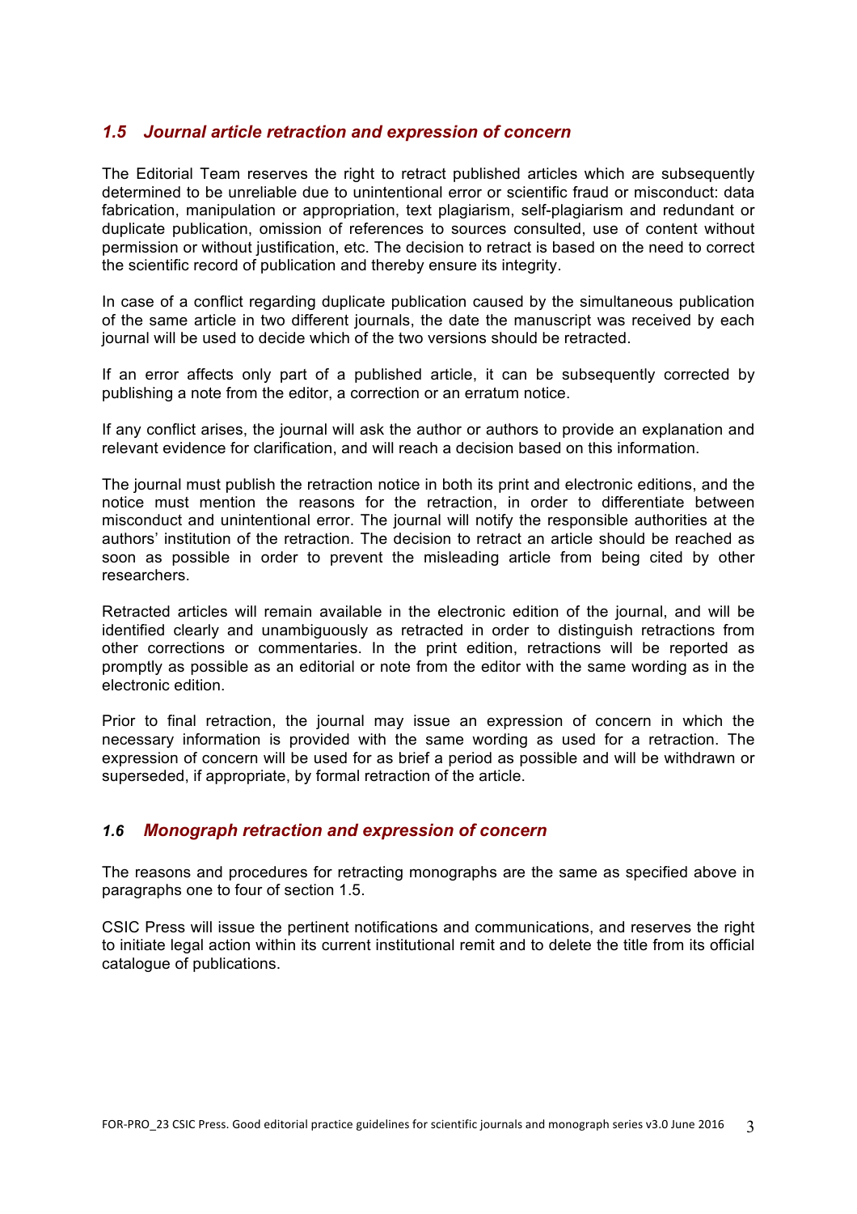## *1.5 Journal article retraction and expression of concern*

The Editorial Team reserves the right to retract published articles which are subsequently determined to be unreliable due to unintentional error or scientific fraud or misconduct: data fabrication, manipulation or appropriation, text plagiarism, self-plagiarism and redundant or duplicate publication, omission of references to sources consulted, use of content without permission or without justification, etc. The decision to retract is based on the need to correct the scientific record of publication and thereby ensure its integrity.

In case of a conflict regarding duplicate publication caused by the simultaneous publication of the same article in two different journals, the date the manuscript was received by each journal will be used to decide which of the two versions should be retracted.

If an error affects only part of a published article, it can be subsequently corrected by publishing a note from the editor, a correction or an erratum notice.

If any conflict arises, the journal will ask the author or authors to provide an explanation and relevant evidence for clarification, and will reach a decision based on this information.

The journal must publish the retraction notice in both its print and electronic editions, and the notice must mention the reasons for the retraction, in order to differentiate between misconduct and unintentional error. The journal will notify the responsible authorities at the authors' institution of the retraction. The decision to retract an article should be reached as soon as possible in order to prevent the misleading article from being cited by other researchers.

Retracted articles will remain available in the electronic edition of the journal, and will be identified clearly and unambiguously as retracted in order to distinguish retractions from other corrections or commentaries. In the print edition, retractions will be reported as promptly as possible as an editorial or note from the editor with the same wording as in the electronic edition.

Prior to final retraction, the journal may issue an expression of concern in which the necessary information is provided with the same wording as used for a retraction. The expression of concern will be used for as brief a period as possible and will be withdrawn or superseded, if appropriate, by formal retraction of the article.

## *1.6 Monograph retraction and expression of concern*

The reasons and procedures for retracting monographs are the same as specified above in paragraphs one to four of section 1.5.

CSIC Press will issue the pertinent notifications and communications, and reserves the right to initiate legal action within its current institutional remit and to delete the title from its official catalogue of publications.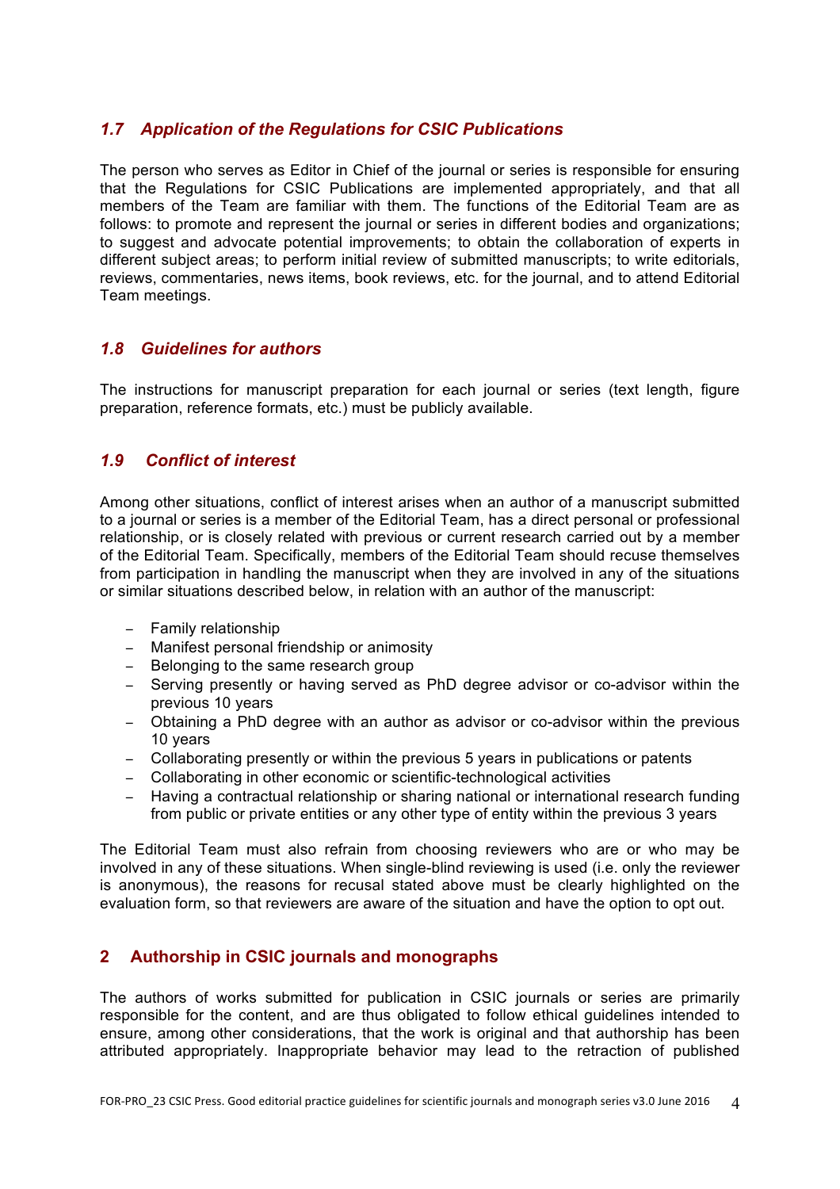### *1.7 Application of the Regulations for CSIC Publications*

The person who serves as Editor in Chief of the journal or series is responsible for ensuring that the Regulations for CSIC Publications are implemented appropriately, and that all members of the Team are familiar with them. The functions of the Editorial Team are as follows: to promote and represent the journal or series in different bodies and organizations; to suggest and advocate potential improvements; to obtain the collaboration of experts in different subject areas; to perform initial review of submitted manuscripts; to write editorials, reviews, commentaries, news items, book reviews, etc. for the journal, and to attend Editorial Team meetings.

### *1.8 Guidelines for authors*

The instructions for manuscript preparation for each journal or series (text length, figure preparation, reference formats, etc.) must be publicly available.

### *1.9 Conflict of interest*

Among other situations, conflict of interest arises when an author of a manuscript submitted to a journal or series is a member of the Editorial Team, has a direct personal or professional relationship, or is closely related with previous or current research carried out by a member of the Editorial Team. Specifically, members of the Editorial Team should recuse themselves from participation in handling the manuscript when they are involved in any of the situations or similar situations described below, in relation with an author of the manuscript:

- Family relationship
- Manifest personal friendship or animosity
- Belonging to the same research group
- Serving presently or having served as PhD degree advisor or co-advisor within the previous 10 years
- Obtaining a PhD degree with an author as advisor or co-advisor within the previous 10 years
- Collaborating presently or within the previous 5 years in publications or patents
- Collaborating in other economic or scientific-technological activities
- Having a contractual relationship or sharing national or international research funding from public or private entities or any other type of entity within the previous 3 years

The Editorial Team must also refrain from choosing reviewers who are or who may be involved in any of these situations. When single-blind reviewing is used (i.e. only the reviewer is anonymous), the reasons for recusal stated above must be clearly highlighted on the evaluation form, so that reviewers are aware of the situation and have the option to opt out.

## 2 Authorship in CSIC journals and monographs

The authors of works submitted for publication in CSIC journals or series are primarily responsible for the content, and are thus obligated to follow ethical guidelines intended to ensure, among other considerations, that the work is original and that authorship has been attributed appropriately. Inappropriate behavior may lead to the retraction of published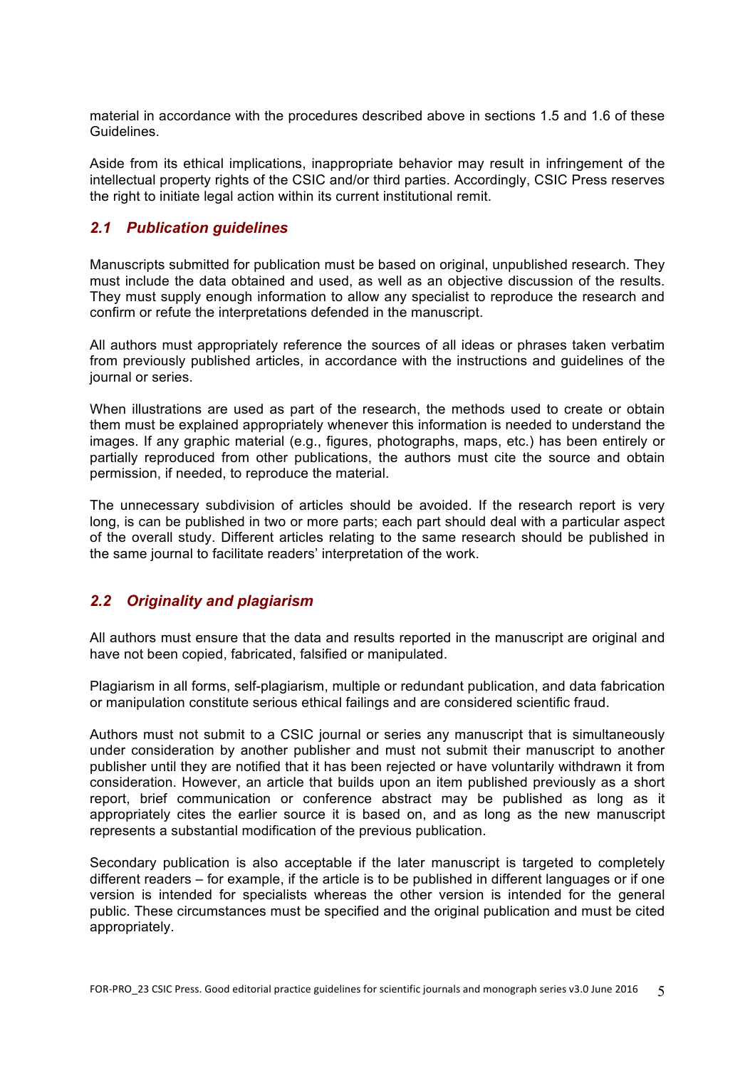material in accordance with the procedures described above in sections 1.5 and 1.6 of these Guidelines.

Aside from its ethical implications, inappropriate behavior may result in infringement of the intellectual property rights of the CSIC and/or third parties. Accordingly, CSIC Press reserves the right to initiate legal action within its current institutional remit.

## *2.1 Publication guidelines*

Manuscripts submitted for publication must be based on original, unpublished research. They must include the data obtained and used, as well as an objective discussion of the results. They must supply enough information to allow any specialist to reproduce the research and confirm or refute the interpretations defended in the manuscript.

All authors must appropriately reference the sources of all ideas or phrases taken verbatim from previously published articles, in accordance with the instructions and guidelines of the journal or series.

When illustrations are used as part of the research, the methods used to create or obtain them must be explained appropriately whenever this information is needed to understand the images. If any graphic material (e.g., figures, photographs, maps, etc.) has been entirely or partially reproduced from other publications, the authors must cite the source and obtain permission, if needed, to reproduce the material.

The unnecessary subdivision of articles should be avoided. If the research report is very long, is can be published in two or more parts; each part should deal with a particular aspect of the overall study. Different articles relating to the same research should be published in the same journal to facilitate readers' interpretation of the work.

## *2.2 Originality and plagiarism*

All authors must ensure that the data and results reported in the manuscript are original and have not been copied, fabricated, falsified or manipulated.

Plagiarism in all forms, self-plagiarism, multiple or redundant publication, and data fabrication or manipulation constitute serious ethical failings and are considered scientific fraud.

Authors must not submit to a CSIC journal or series any manuscript that is simultaneously under consideration by another publisher and must not submit their manuscript to another publisher until they are notified that it has been rejected or have voluntarily withdrawn it from consideration. However, an article that builds upon an item published previously as a short report, brief communication or conference abstract may be published as long as it appropriately cites the earlier source it is based on, and as long as the new manuscript represents a substantial modification of the previous publication.

Secondary publication is also acceptable if the later manuscript is targeted to completely different readers – for example, if the article is to be published in different languages or if one version is intended for specialists whereas the other version is intended for the general public. These circumstances must be specified and the original publication and must be cited appropriately.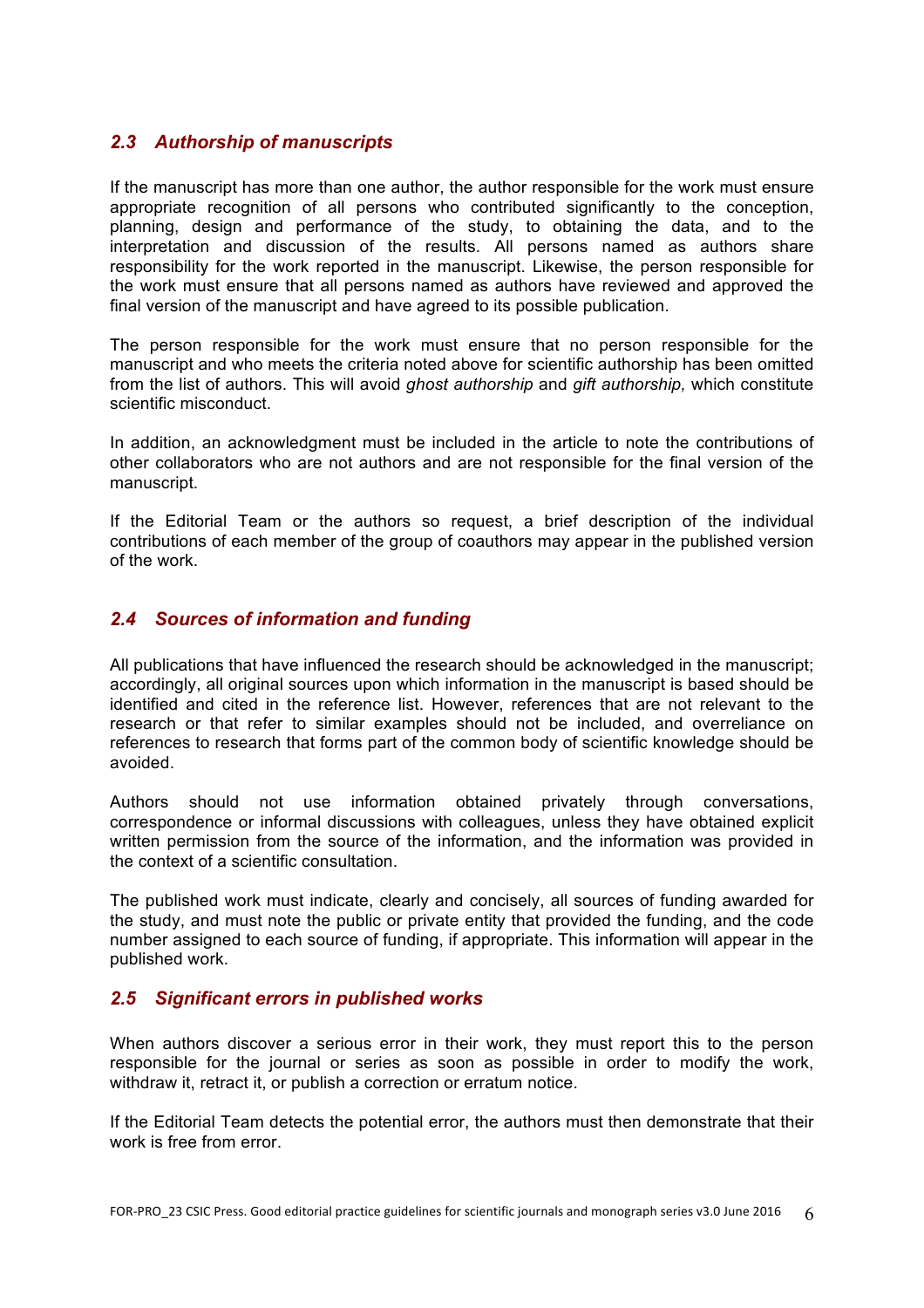### *2.3 Authorship of manuscripts*

If the manuscript has more than one author, the author responsible for the work must ensure appropriate recognition of all persons who contributed significantly to the conception, planning, design and performance of the study, to obtaining the data, and to the interpretation and discussion of the results. All persons named as authors share responsibility for the work reported in the manuscript. Likewise, the person responsible for the work must ensure that all persons named as authors have reviewed and approved the final version of the manuscript and have agreed to its possible publication.

The person responsible for the work must ensure that no person responsible for the manuscript and who meets the criteria noted above for scientific authorship has been omitted from the list of authors. This will avoid *ghost authorship* and *gift authorship,* which constitute scientific misconduct.

In addition, an acknowledgment must be included in the article to note the contributions of other collaborators who are not authors and are not responsible for the final version of the manuscript.

If the Editorial Team or the authors so request, a brief description of the individual contributions of each member of the group of coauthors may appear in the published version of the work.

### *2.4 Sources of information and funding*

All publications that have influenced the research should be acknowledged in the manuscript; accordingly, all original sources upon which information in the manuscript is based should be identified and cited in the reference list. However, references that are not relevant to the research or that refer to similar examples should not be included, and overreliance on references to research that forms part of the common body of scientific knowledge should be avoided.

Authors should not use information obtained privately through conversations, correspondence or informal discussions with colleagues, unless they have obtained explicit written permission from the source of the information, and the information was provided in the context of a scientific consultation.

The published work must indicate, clearly and concisely, all sources of funding awarded for the study, and must note the public or private entity that provided the funding, and the code number assigned to each source of funding, if appropriate. This information will appear in the published work.

### *2.5 Significant errors in published works*

When authors discover a serious error in their work, they must report this to the person responsible for the journal or series as soon as possible in order to modify the work, withdraw it, retract it, or publish a correction or erratum notice.

If the Editorial Team detects the potential error, the authors must then demonstrate that their work is free from error.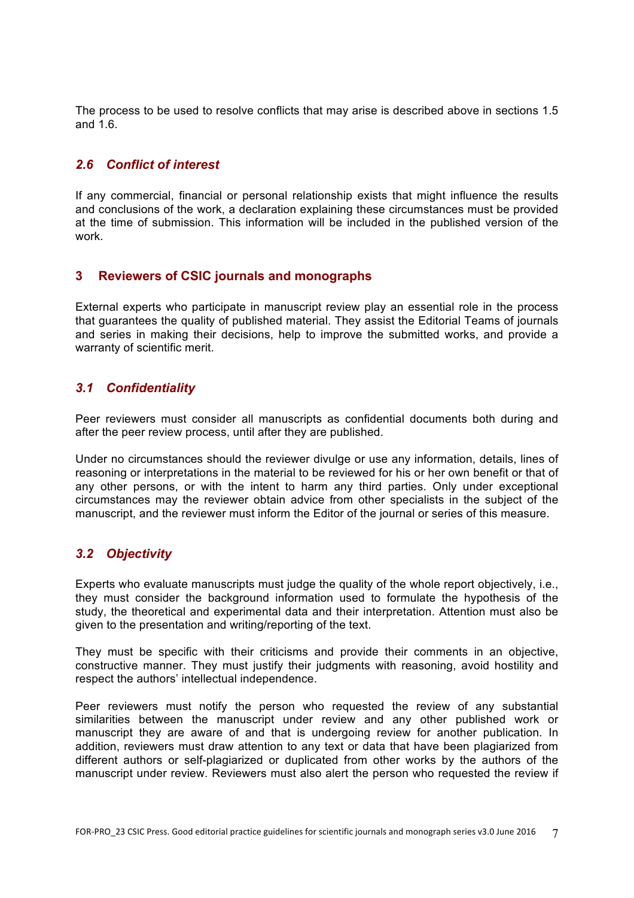The process to be used to resolve conflicts that may arise is described above in sections 1.5 and 1.6.

### *2.6 Conflict of interest*

If any commercial, financial or personal relationship exists that might influence the results and conclusions of the work, a declaration explaining these circumstances must be provided at the time of submission. This information will be included in the published version of the work.

## 3 Reviewers of CSIC journals and monographs

External experts who participate in manuscript review play an essential role in the process that guarantees the quality of published material. They assist the Editorial Teams of journals and series in making their decisions, help to improve the submitted works, and provide a warranty of scientific merit.

### *3.1 Confidentiality*

Peer reviewers must consider all manuscripts as confidential documents both during and after the peer review process, until after they are published.

Under no circumstances should the reviewer divulge or use any information, details, lines of reasoning or interpretations in the material to be reviewed for his or her own benefit or that of any other persons, or with the intent to harm any third parties. Only under exceptional circumstances may the reviewer obtain advice from other specialists in the subject of the manuscript, and the reviewer must inform the Editor of the journal or series of this measure.

### *3.2 Objectivity*

Experts who evaluate manuscripts must judge the quality of the whole report objectively, i.e., they must consider the background information used to formulate the hypothesis of the study, the theoretical and experimental data and their interpretation. Attention must also be given to the presentation and writing/reporting of the text.

They must be specific with their criticisms and provide their comments in an objective, constructive manner. They must justify their judgments with reasoning, avoid hostility and respect the authors' intellectual independence.

Peer reviewers must notify the person who requested the review of any substantial similarities between the manuscript under review and any other published work or manuscript they are aware of and that is undergoing review for another publication. In addition, reviewers must draw attention to any text or data that have been plagiarized from different authors or self-plagiarized or duplicated from other works by the authors of the manuscript under review. Reviewers must also alert the person who requested the review if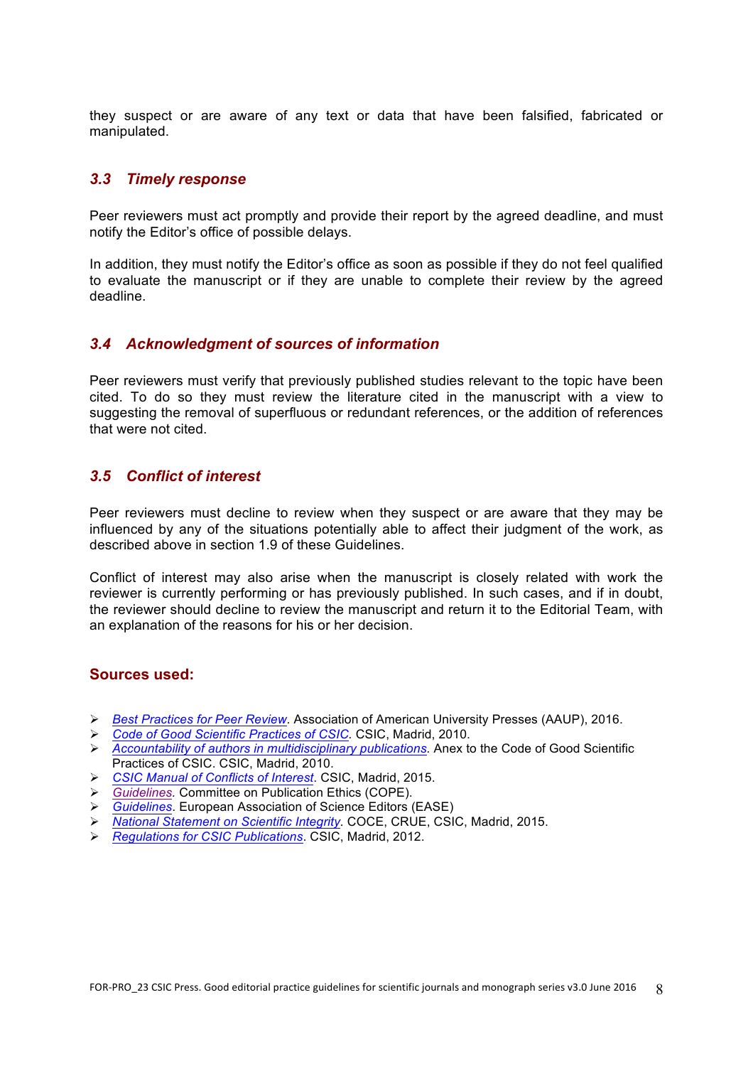they suspect or are aware of any text or data that have been falsified, fabricated or manipulated.

### *3.3 Timely response*

Peer reviewers must act promptly and provide their report by the agreed deadline, and must notify the Editor's office of possible delays.

In addition, they must notify the Editor's office as soon as possible if they do not feel qualified to evaluate the manuscript or if they are unable to complete their review by the agreed deadline.

### *3.4 Acknowledgment of sources of information*

Peer reviewers must verify that previously published studies relevant to the topic have been cited. To do so they must review the literature cited in the manuscript with a view to suggesting the removal of superfluous or redundant references, or the addition of references that were not cited.

### *3.5 Conflict of interest*

Peer reviewers must decline to review when they suspect or are aware that they may be influenced by any of the situations potentially able to affect their judgment of the work, as described above in section 1.9 of these Guidelines.

Conflict of interest may also arise when the manuscript is closely related with work the reviewer is currently performing or has previously published. In such cases, and if in doubt, the reviewer should decline to review the manuscript and return it to the Editorial Team, with an explanation of the reasons for his or her decision.

## Sources used:

- *Best Practices for Peer Review*. Association of American University Presses (AAUP), 2016.
- *Code of Good Scientific Practices of CSIC.* CSIC, Madrid, 2010.
- *Accountability of authors in multidisciplinary publications.* Anex to the Code of Good Scientific Practices of CSIC. CSIC, Madrid, 2010.
- *CSIC Manual of Conflicts of Interest*. CSIC, Madrid, 2015.
- *Guidelines.* Committee on Publication Ethics (COPE).
- *Guidelines*. European Association of Science Editors (EASE)
- *National Statement on Scientific Integrity.* COCE, CRUE, CSIC, Madrid, 2015.
- *Regulations for CSIC Publications*. CSIC, Madrid, 2012.